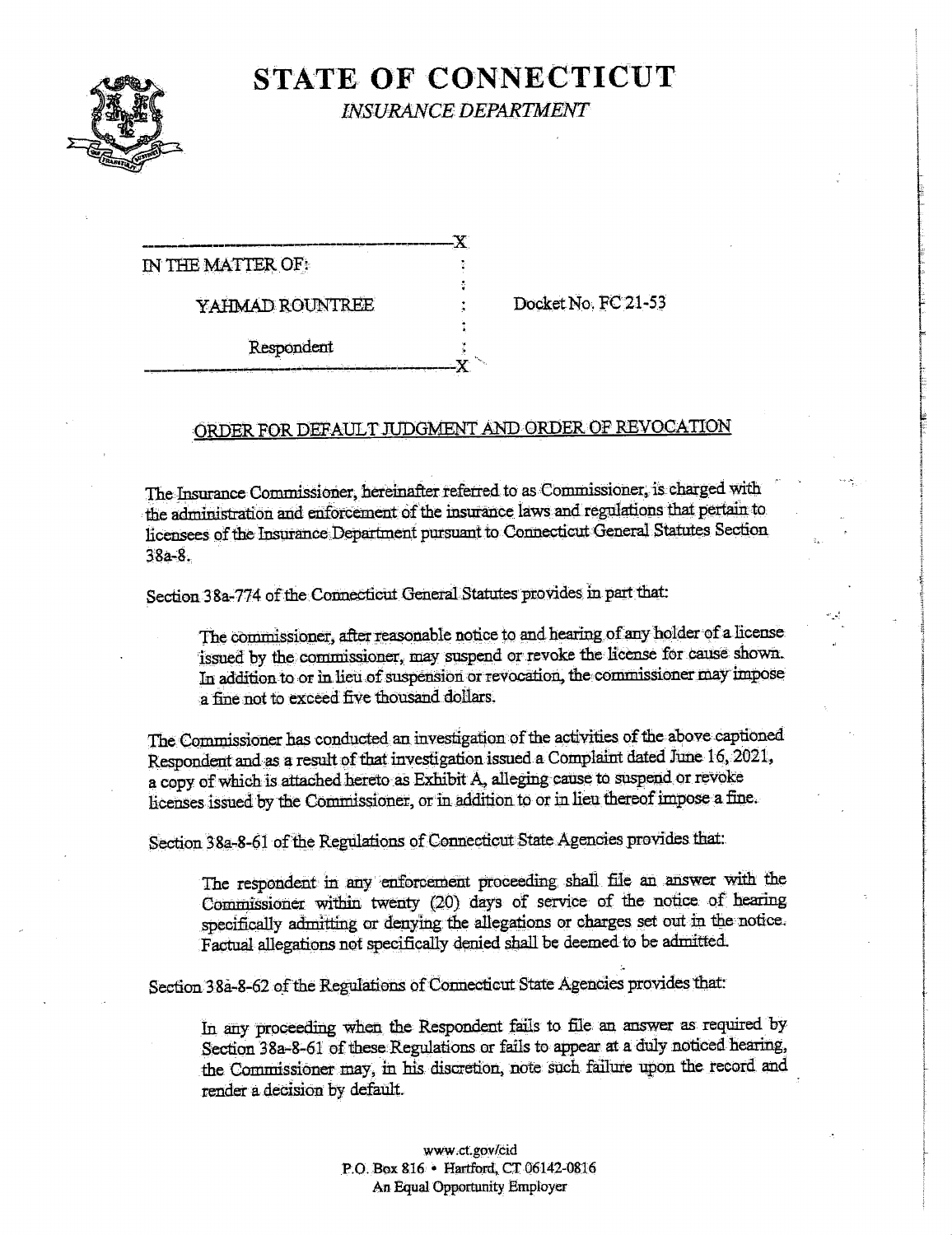# STATE OF CONNECTICUT

*INSURANCE DEPARTMENT*

```
-----------------------------------------X
IN THE MATTER OF:                        :
                                         :
     YAHMAD ROUNTREE                     :     Docket No. FC 21-53
                                         :
          Respondent                     :
-----------------------------------------X
```

## ORDER FOR DEFAULT JUDGMENT AND ORDER OF REVOCATION

The Insurance Commissioner, hereinafter referred to as Commissioner, is charged with the administration and enforcement of the insurance laws and regulations that pertain to licensees of the Insurance Department pursuant to Connecticut General Statutes Section 38a-8.

Section 38a-774 of the Connecticut General Statutes provides in part that:

> The commissioner, after reasonable notice to and hearing of any holder of a license issued by the commissioner, may suspend or revoke the license for cause shown. In addition to or in lieu of suspension or revocation, the commissioner may impose a fine not to exceed five thousand dollars.

The Commissioner has conducted an investigation of the activities of the above captioned Respondent and as a result of that investigation issued a Complaint dated June 16, 2021, a copy of which is attached hereto as Exhibit A, alleging cause to suspend or revoke licenses issued by the Commissioner, or in addition to or in lieu thereof impose a fine.

Section 38a-8-61 of the Regulations of Connecticut State Agencies provides that:

> The respondent in any enforcement proceeding shall file an answer with the Commissioner within twenty (20) days of service of the notice of hearing specifically admitting or denying the allegations or charges set out in the notice. Factual allegations not specifically denied shall be deemed to be admitted.

Section 38a-8-62 of the Regulations of Connecticut State Agencies provides that:

> In any proceeding when the Respondent fails to file an answer as required by Section 38a-8-61 of these Regulations or fails to appear at a duly noticed hearing, the Commissioner may, in his discretion, note such failure upon the record and render a decision by default.

www.ct.gov/cid
P.O. Box 816 • Hartford, CT 06142-0816
An Equal Opportunity Employer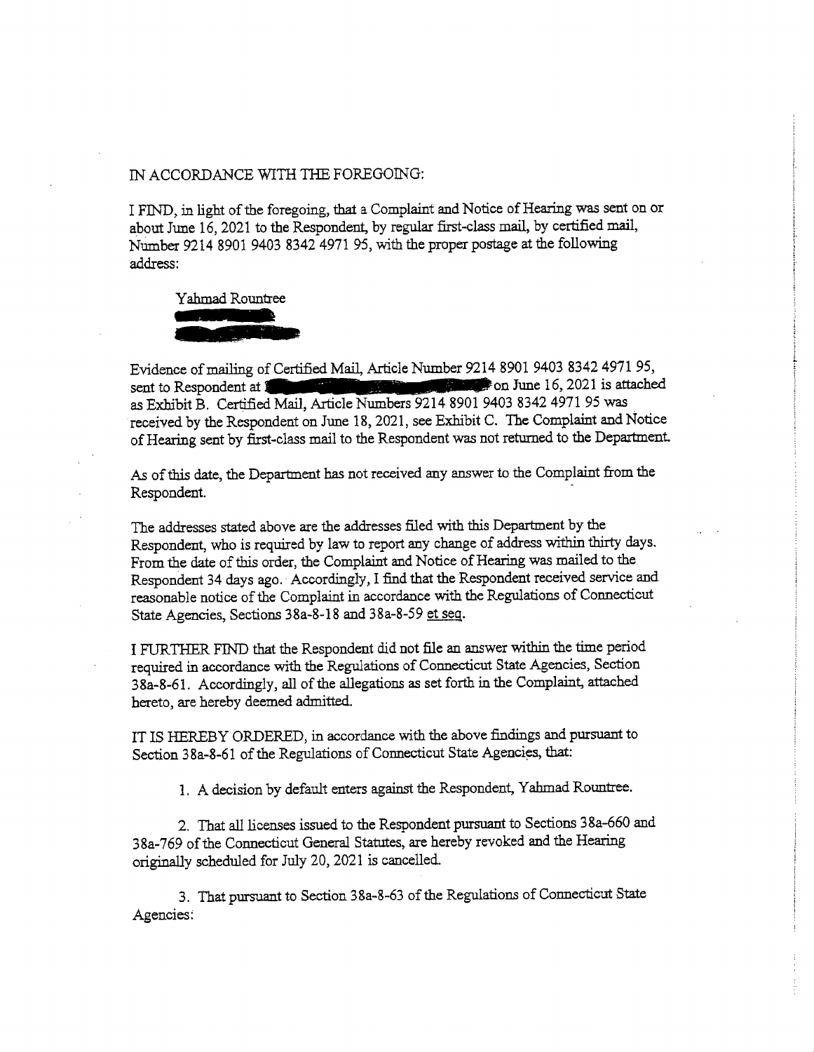IN ACCORDANCE WITH THE FOREGOING:

I FIND, in light of the foregoing, that a Complaint and Notice of Hearing was sent on or about June 16, 2021 to the Respondent, by regular first-class mail, by certified mail, Number 9214 8901 9403 8342 4971 95, with the proper postage at the following address:

Yahmad Rountree

Evidence of mailing of Certified Mail, Article Number 9214 8901 9403 8342 4971 95, sent to Respondent at  on June 16, 2021 is attached as Exhibit B. Certified Mail, Article Numbers 9214 8901 9403 8342 4971 95 was received by the Respondent on June 18, 2021, see Exhibit C. The Complaint and Notice of Hearing sent by first-class mail to the Respondent was not returned to the Department.

As of this date, the Department has not received any answer to the Complaint from the Respondent.

The addresses stated above are the addresses filed with this Department by the Respondent, who is required by law to report any change of address within thirty days. From the date of this order, the Complaint and Notice of Hearing was mailed to the Respondent 34 days ago. Accordingly, I find that the Respondent received service and reasonable notice of the Complaint in accordance with the Regulations of Connecticut State Agencies, Sections 38a-8-18 and 38a-8-59 et seq.

I FURTHER FIND that the Respondent did not file an answer within the time period required in accordance with the Regulations of Connecticut State Agencies, Section 38a-8-61. Accordingly, all of the allegations as set forth in the Complaint, attached hereto, are hereby deemed admitted.

IT IS HEREBY ORDERED, in accordance with the above findings and pursuant to Section 38a-8-61 of the Regulations of Connecticut State Agencies, that:

1. A decision by default enters against the Respondent, Yahmad Rountree.

2. That all licenses issued to the Respondent pursuant to Sections 38a-660 and 38a-769 of the Connecticut General Statutes, are hereby revoked and the Hearing originally scheduled for July 20, 2021 is cancelled.

3. That pursuant to Section 38a-8-63 of the Regulations of Connecticut State Agencies: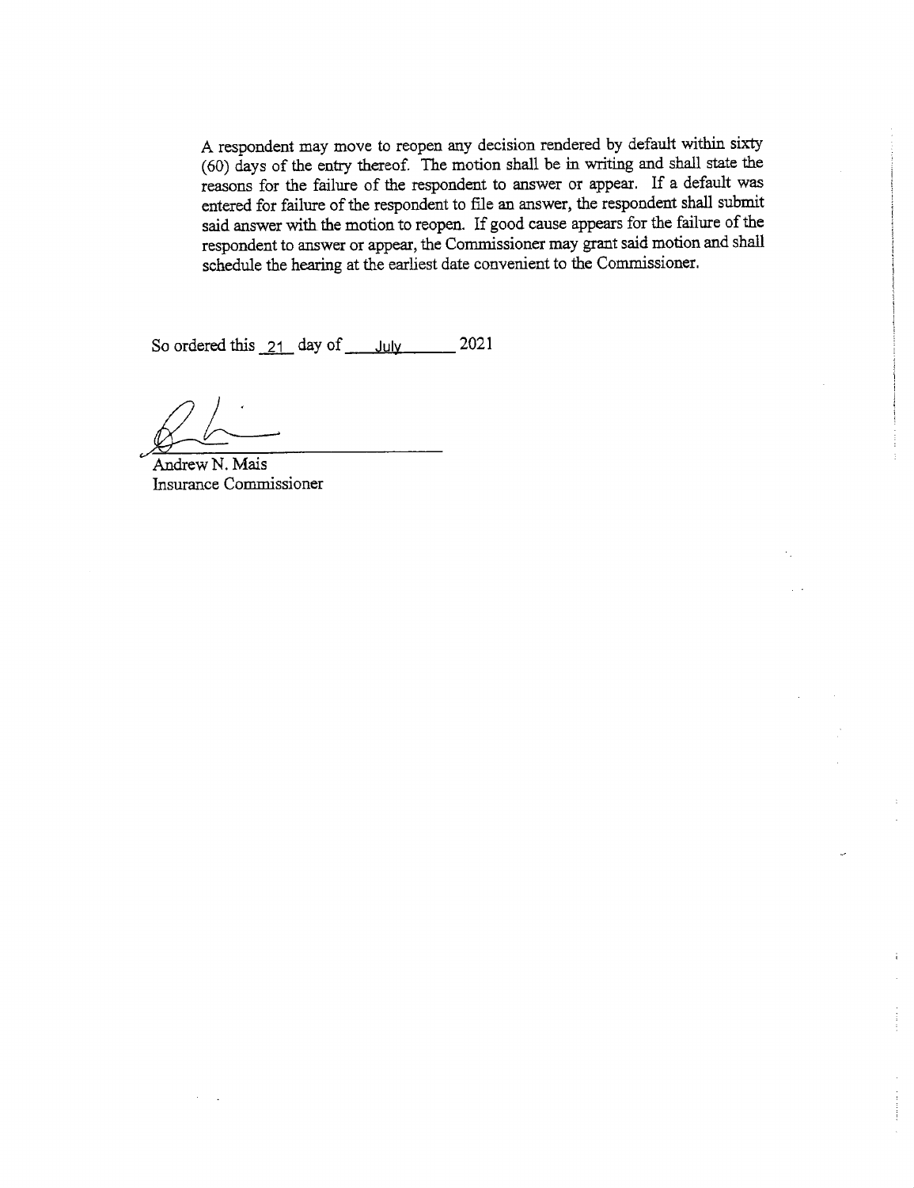A respondent may move to reopen any decision rendered by default within sixty (60) days of the entry thereof. The motion shall be in writing and shall state the reasons for the failure of the respondent to answer or appear. If a default was entered for failure of the respondent to file an answer, the respondent shall submit said answer with the motion to reopen. If good cause appears for the failure of the respondent to answer or appear, the Commissioner may grant said motion and shall schedule the hearing at the earliest date convenient to the Commissioner.

So ordered this 21 day of July 2021

Andrew N. Mais
Insurance Commissioner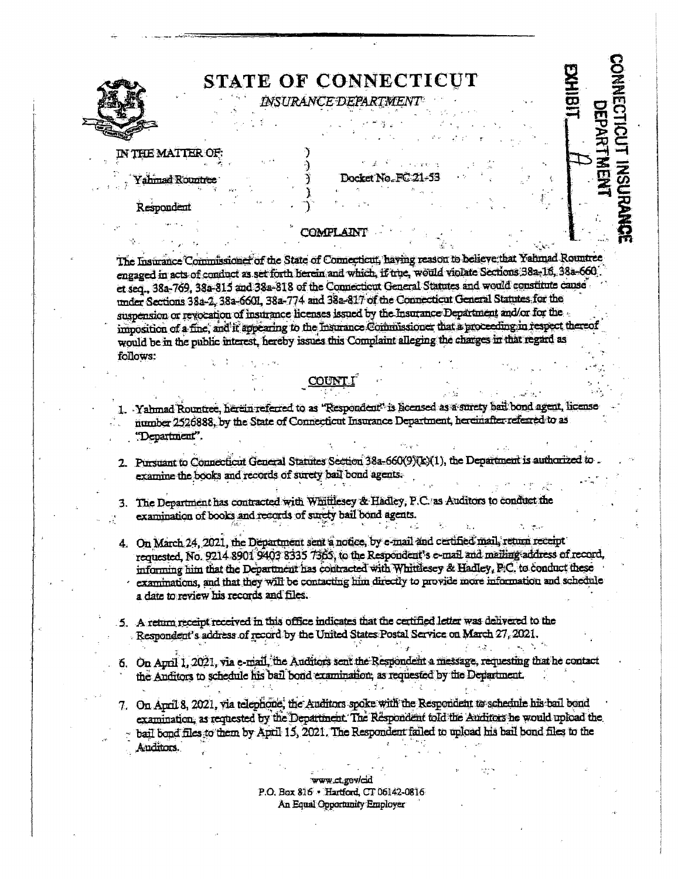# STATE OF CONNECTICUT

*INSURANCE DEPARTMENT*

CONNECTICUT INSURANCE DEPARTMENT

EXHIBIT A

IN THE MATTER OF: )
 )
Yahmad Roumtree ) Docket No. FC 21-53
 )
Respondent )

## COMPLAINT

The Insurance Commissioner of the State of Connecticut, having reason to believe that Yahmad Roumtree engaged in acts of conduct as set forth herein and which, if true, would violate Sections 38a-16, 38a-660 et seq., 38a-769, 38a-815 and 38a-818 of the Connecticut General Statutes and would constitute cause under Sections 38a-2, 38a-660l, 38a-774 and 38a-817 of the Connecticut General Statutes for the suspension or revocation of insurance licenses issued by the Insurance Department and/or for the imposition of a fine, and it appearing to the Insurance Commissioner that a proceeding in respect thereof would be in the public interest, hereby issues this Complaint alleging the charges in that regard as follows:

### COUNT I

1. Yahmad Roumtree, herein referred to as "Respondent" is licensed as a surety bail bond agent, license number 2526888, by the State of Connecticut Insurance Department, hereinafter referred to as "Department".

2. Pursuant to Connecticut General Statutes Section 38a-660(9)(k)(1), the Department is authorized to examine the books and records of surety bail bond agents.

3. The Department has contracted with Whittlesey & Hadley, P.C. as Auditors to conduct the examination of books and records of surety bail bond agents.

4. On March 24, 2021, the Department sent a notice, by e-mail and certified mail, return receipt requested, No. 9214 8901 9403 8335 7365, to the Respondent's e-mail and mailing address of record, informing him that the Department has contracted with Whittlesey & Hadley, P.C. to conduct these examinations, and that they will be contacting him directly to provide more information and schedule a date to review his records and files.

5. A return receipt received in this office indicates that the certified letter was delivered to the Respondent's address of record by the United States Postal Service on March 27, 2021.

6. On April 1, 2021, via e-mail, the Auditors sent the Respondent a message, requesting that he contact the Auditors to schedule his bail bond examination, as requested by the Department.

7. On April 8, 2021, via telephone, the Auditors spoke with the Respondent to schedule his bail bond examination, as requested by the Department. The Respondent told the Auditors he would upload the bail bond files to them by April 15, 2021. The Respondent failed to upload his bail bond files to the Auditors.

www.ct.gov/cid
P.O. Box 816 • Hartford, CT 06142-0816
An Equal Opportunity Employer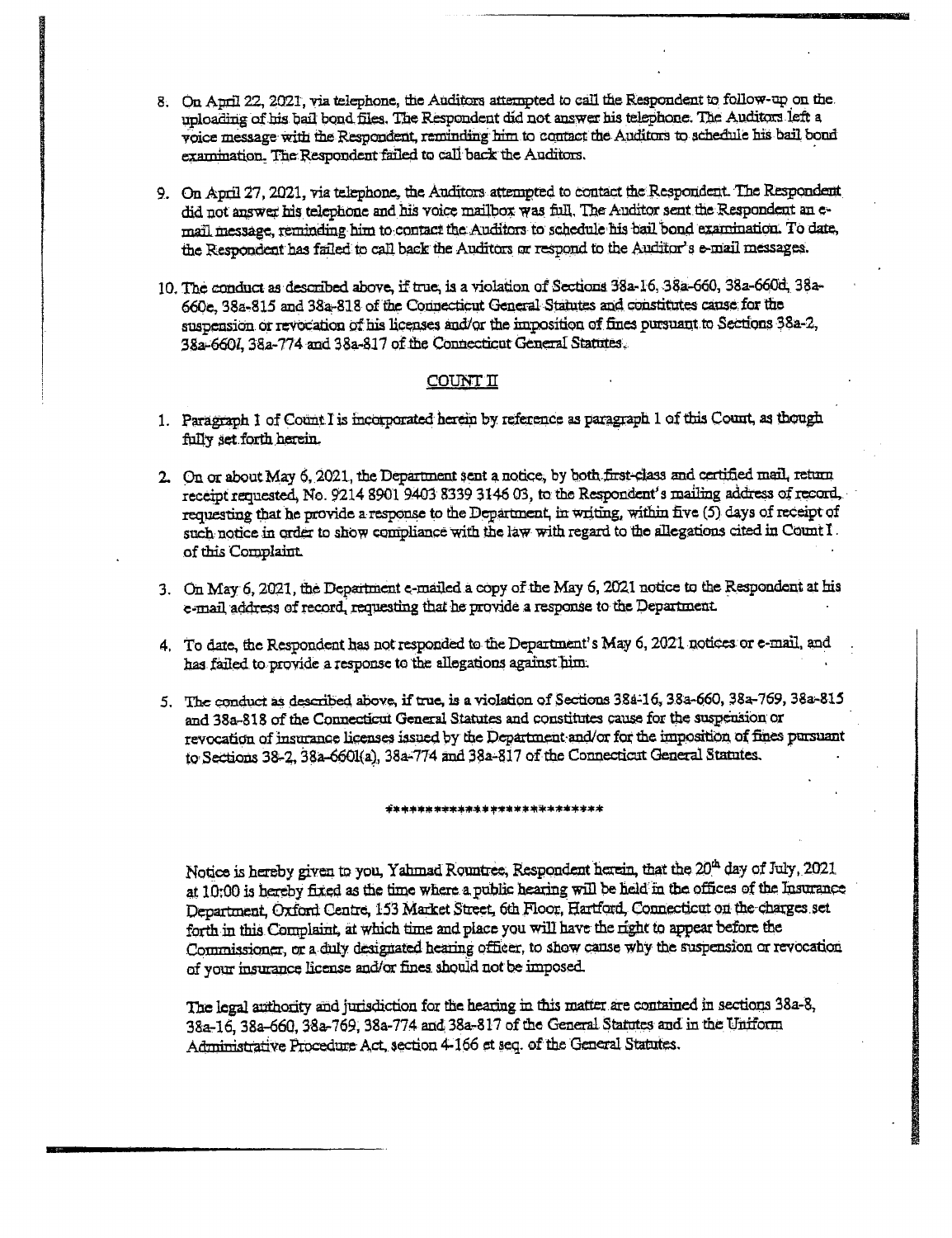8. On April 22, 2021, via telephone, the Auditors attempted to call the Respondent to follow-up on the uploading of his bail bond files. The Respondent did not answer his telephone. The Auditors left a voice message with the Respondent, reminding him to contact the Auditors to schedule his bail bond examination. The Respondent failed to call back the Auditors.

9. On April 27, 2021, via telephone, the Auditors attempted to contact the Respondent. The Respondent did not answer his telephone and his voice mailbox was full. The Auditor sent the Respondent an e-mail message, reminding him to contact the Auditors to schedule his bail bond examination. To date, the Respondent has failed to call back the Auditors or respond to the Auditor's e-mail messages.

10. The conduct as described above, if true, is a violation of Sections 38a-16, 38a-660, 38a-660d, 38a-660e, 38a-815 and 38a-818 of the Connecticut General Statutes and constitutes cause for the suspension or revocation of his licenses and/or the imposition of fines pursuant to Sections 38a-2, 38a-660*l*, 38a-774 and 38a-817 of the Connecticut General Statutes.

## COUNT II

1. Paragraph 1 of Count I is incorporated herein by reference as paragraph 1 of this Count, as though fully set forth herein.

2. On or about May 6, 2021, the Department sent a notice, by both first-class and certified mail, return receipt requested, No. 9214 8901 9403 8339 3146 03, to the Respondent's mailing address of record, requesting that he provide a response to the Department, in writing, within five (5) days of receipt of such notice in order to show compliance with the law with regard to the allegations cited in Count I of this Complaint.

3. On May 6, 2021, the Department e-mailed a copy of the May 6, 2021 notice to the Respondent at his e-mail address of record, requesting that he provide a response to the Department.

4. To date, the Respondent has not responded to the Department's May 6, 2021 notices or e-mail, and has failed to provide a response to the allegations against him.

5. The conduct as described above, if true, is a violation of Sections 38a-16, 38a-660, 38a-769, 38a-815 and 38a-818 of the Connecticut General Statutes and constitutes cause for the suspension or revocation of insurance licenses issued by the Department and/or for the imposition of fines pursuant to Sections 38-2, 38a-660l(a), 38a-774 and 38a-817 of the Connecticut General Statutes.

**************************

Notice is hereby given to you, Yahmad Rountree, Respondent herein, that the 20th day of July, 2021 at 10:00 is hereby fixed as the time where a public hearing will be held in the offices of the Insurance Department, Oxford Centre, 153 Market Street, 6th Floor, Hartford, Connecticut on the charges set forth in this Complaint, at which time and place you will have the right to appear before the Commissioner, or a duly designated hearing officer, to show cause why the suspension or revocation of your insurance license and/or fines should not be imposed.

The legal authority and jurisdiction for the hearing in this matter are contained in sections 38a-8, 38a-16, 38a-660, 38a-769, 38a-774 and 38a-817 of the General Statutes and in the Uniform Administrative Procedure Act, section 4-166 et seq. of the General Statutes.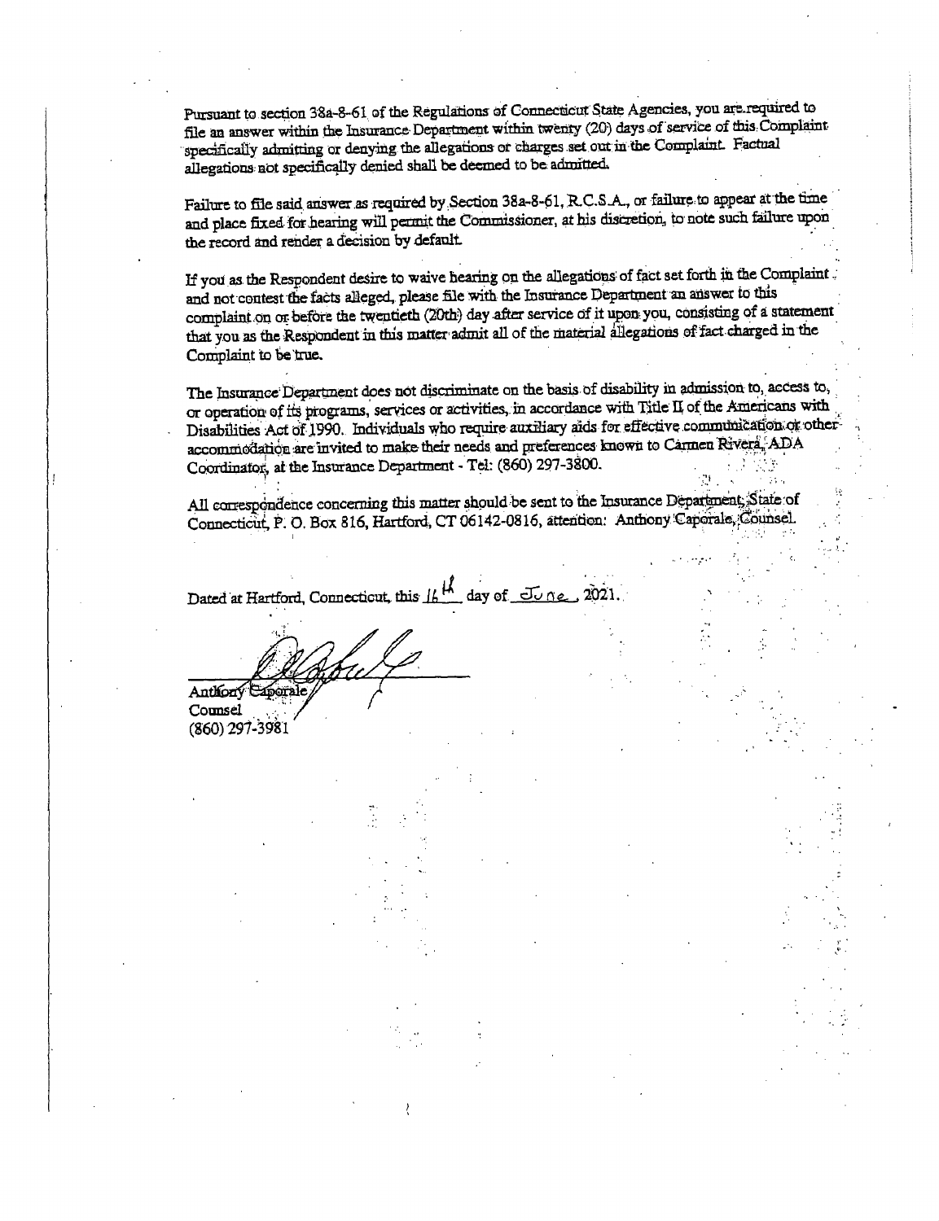Pursuant to section 38a-8-61 of the Regulations of Connecticut State Agencies, you are required to file an answer within the Insurance Department within twenty (20) days of service of this Complaint specifically admitting or denying the allegations or charges set out in the Complaint. Factual allegations not specifically denied shall be deemed to be admitted.

Failure to file said answer as required by Section 38a-8-61, R.C.S.A., or failure to appear at the time and place fixed for hearing will permit the Commissioner, at his discretion, to note such failure upon the record and render a decision by default.

If you as the Respondent desire to waive hearing on the allegations of fact set forth in the Complaint and not contest the facts alleged, please file with the Insurance Department an answer to this complaint on or before the twentieth (20th) day after service of it upon you, consisting of a statement that you as the Respondent in this matter admit all of the material allegations of fact charged in the Complaint to be true.

The Insurance Department does not discriminate on the basis of disability in admission to, access to, or operation of its programs, services or activities, in accordance with Title II of the Americans with Disabilities Act of 1990. Individuals who require auxiliary aids for effective communication or other accommodation are invited to make their needs and preferences known to Carmen Rivera, ADA Coordinator, at the Insurance Department - Tel: (860) 297-3800.

All correspondence concerning this matter should be sent to the Insurance Department, State of Connecticut, P. O. Box 816, Hartford, CT 06142-0816, attention: Anthony Caporale, Counsel.

Dated at Hartford, Connecticut, this 16th day of June, 2021.

Anthony Caporale
Counsel
(860) 297-3981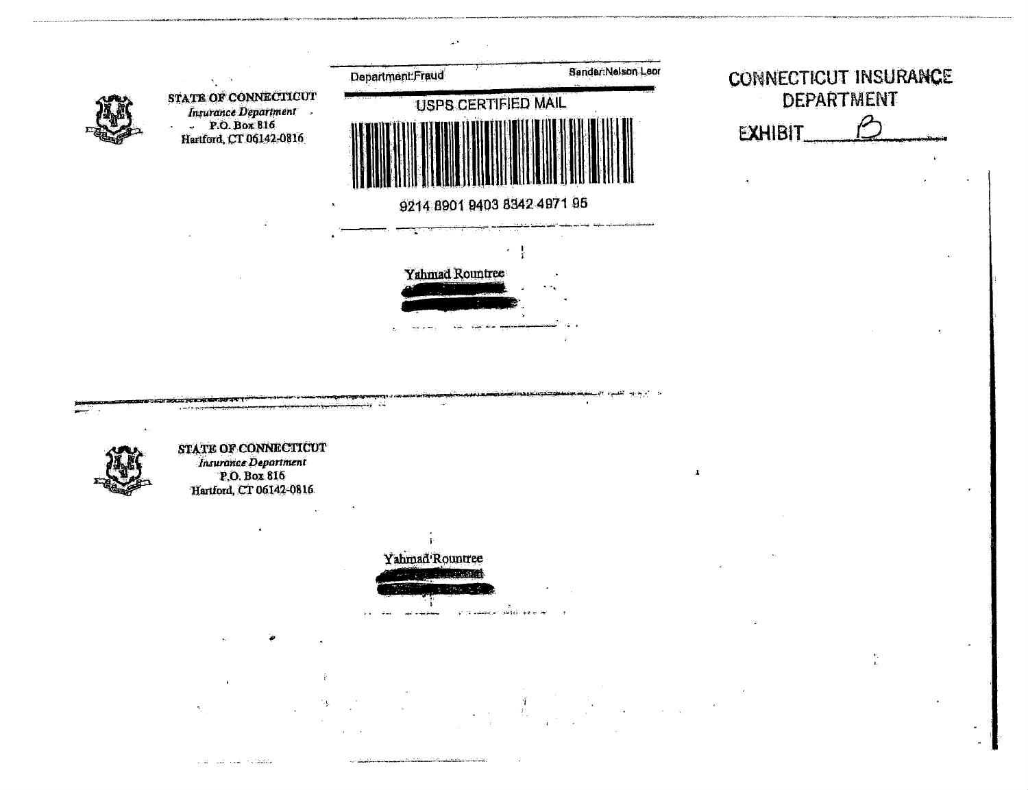STATE OF CONNECTICUT
*Insurance Department*
P.O. Box 816
Hartford, CT 06142-0816

Department:Fraud Sender:Nelson Leor

USPS CERTIFIED MAIL

9214 8901 9403 8342 4971 95

CONNECTICUT INSURANCE DEPARTMENT

EXHIBIT B

Yahmad Rountree

---

STATE OF CONNECTICUT
*Insurance Department*
P.O. Box 816
Hartford, CT 06142-0816

Yahmad Rountree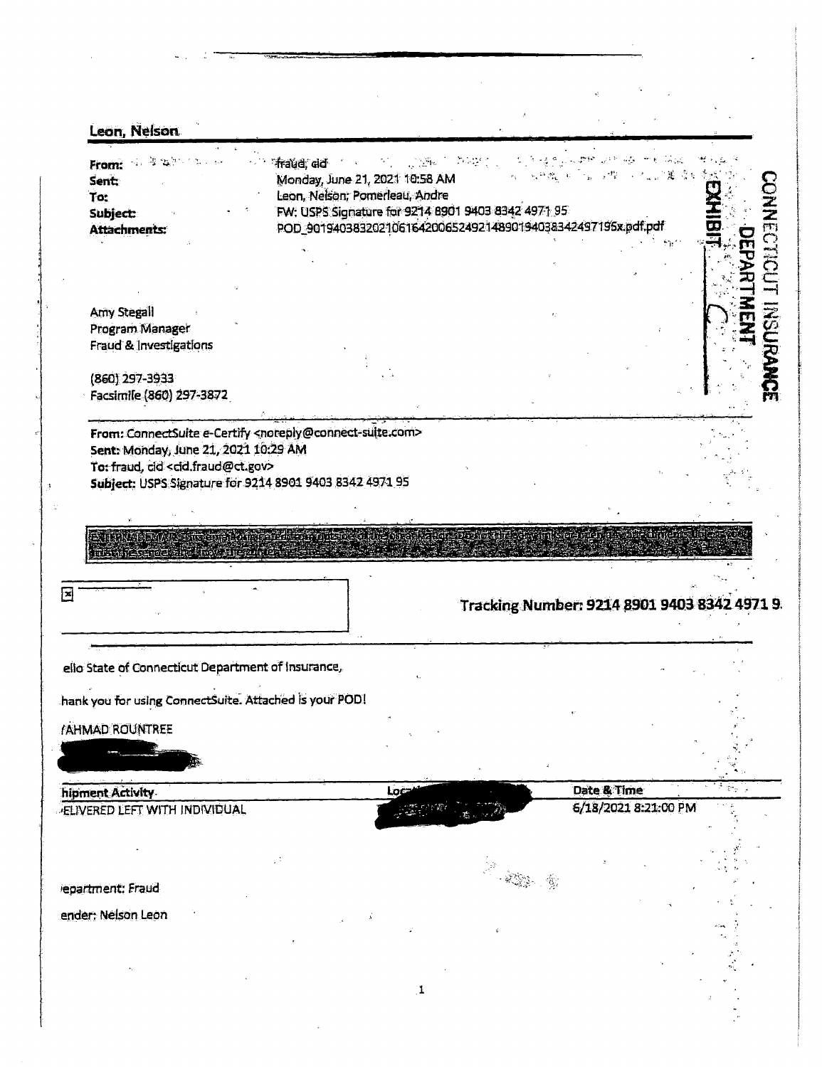## Leon, Nelson

**From:** fraud, cid
**Sent:** Monday, June 21, 2021 10:58 AM
**To:** Leon, Nelson; Pomerleau, Andre
**Subject:** FW: USPS Signature for 9214 8901 9403 8342 4971 95
**Attachments:** POD_9019403832021061642006524921489019403834249719​5x.pdf.pdf

EXHIBIT C

CONNECTICUT INSURANCE DEPARTMENT

Amy Stegall
Program Manager
Fraud & Investigations

(860) 297-3933
Facsimile (860) 297-3872

---

**From:** ConnectSuite e-Certify <noreply@connect-suite.com>
**Sent:** Monday, June 21, 2021 10:29 AM
**To:** fraud, cid <cid.fraud@ct.gov>
**Subject:** USPS Signature for 9214 8901 9403 8342 4971 95

---

**Tracking Number: 9214 8901 9403 8342 4971 9.**

ello State of Connecticut Department of Insurance,

hank you for using ConnectSuite. Attached is your POD!

/AHMAD ROUNTREE

[REDACTED]

| hipment Activity | Loc[REDACTED] | Date & Time |
|---|---|---|
| ·ELIVERED LEFT WITH INDIVIDUAL | [REDACTED] | 6/18/2021 8:21:00 PM |

·epartment: Fraud

ender: Nelson Leon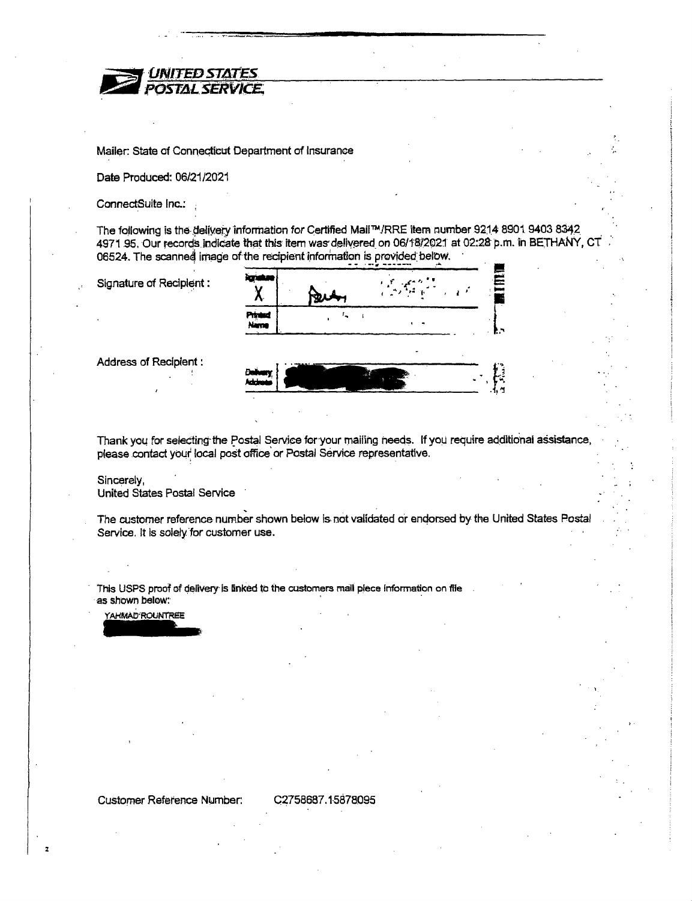**UNITED STATES POSTAL SERVICE**

Mailer: State of Connecticut Department of Insurance

Date Produced: 06/21/2021

ConnectSuite Inc.:

The following is the delivery information for Certified Mail™/RRE item number 9214 8901 9403 8342 4971 95. Our records indicate that this item was delivered on 06/18/2021 at 02:28 p.m. in BETHANY, CT 06524. The scanned image of the recipient information is provided below.

Signature of Recipient :

| Signature | X |
| --- | --- |
| Printed Name | |

Address of Recipient :

| Delivery Address | |
| --- | --- |

Thank you for selecting the Postal Service for your mailing needs. If you require additional assistance, please contact your local post office or Postal Service representative.

Sincerely,
United States Postal Service

The customer reference number shown below is not validated or endorsed by the United States Postal Service. It is solely for customer use.

This USPS proof of delivery is linked to the customers mail piece information on file as shown below:

YAHMAD ROUNTREE

Customer Reference Number: C2758687.15878095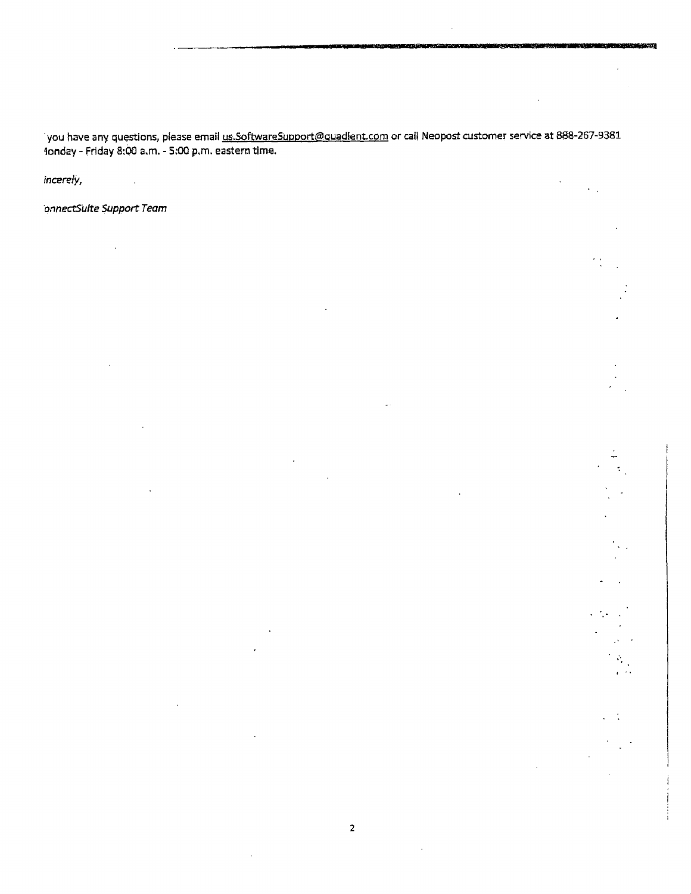you have any questions, please email us.SoftwareSupport@quadient.com or call Neopost customer service at 888-267-9381 Monday - Friday 8:00 a.m. - 5:00 p.m. eastern time.

*incerely,*

*onnectSuite Support Team*